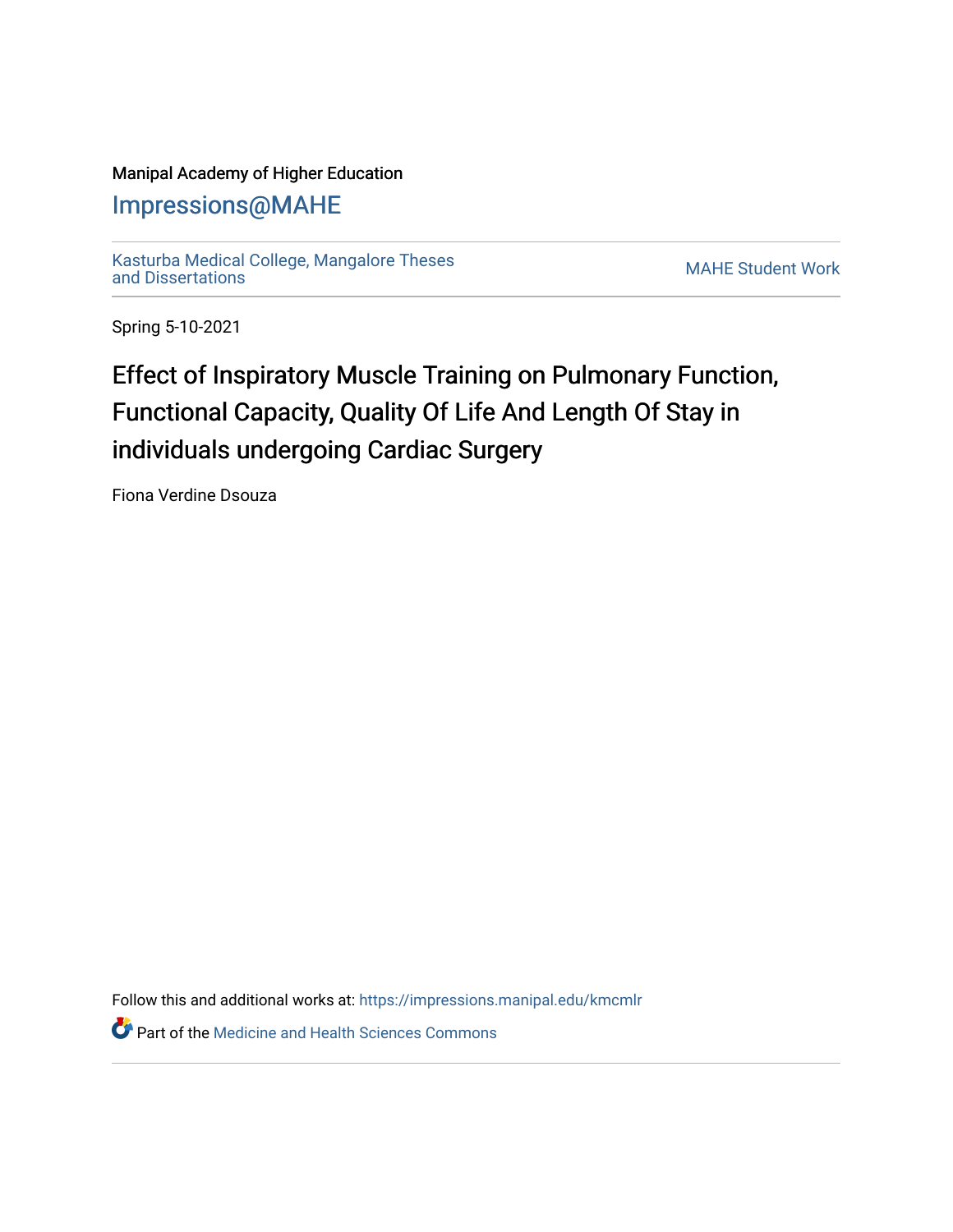Manipal Academy of Higher Education

# Impressions@MAHE

Kasturba Medical College, Mangalore Theses and Dissertations

MAHE Student Work

Spring 5-10-2021

# Effect of Inspiratory Muscle Training on Pulmonary Function, Functional Capacity, Quality Of Life And Length Of Stay in individuals undergoing Cardiac Surgery

Fiona Verdine Dsouza

Follow this and additional works at: https://impressions.manipal.edu/kmcmlr

Part of the Medicine and Health Sciences Commons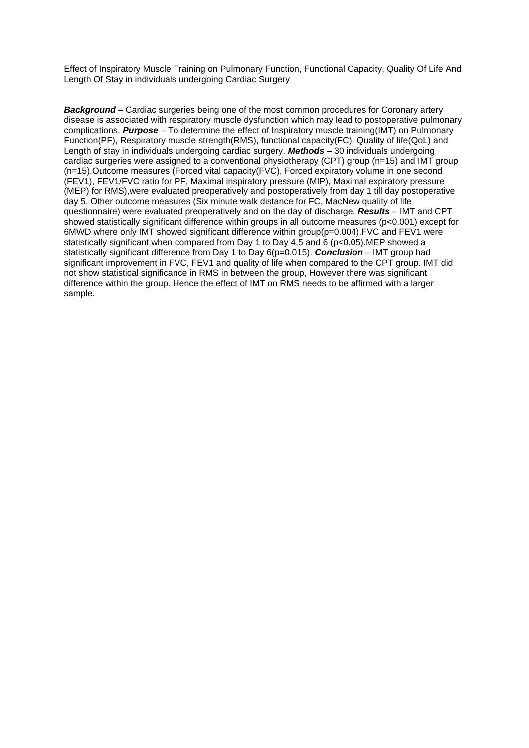Effect of Inspiratory Muscle Training on Pulmonary Function, Functional Capacity, Quality Of Life And Length Of Stay in individuals undergoing Cardiac Surgery

***Background*** – Cardiac surgeries being one of the most common procedures for Coronary artery disease is associated with respiratory muscle dysfunction which may lead to postoperative pulmonary complications. ***Purpose*** – To determine the effect of Inspiratory muscle training(IMT) on Pulmonary Function(PF), Respiratory muscle strength(RMS), functional capacity(FC), Quality of life(QoL) and Length of stay in individuals undergoing cardiac surgery. ***Methods*** – 30 individuals undergoing cardiac surgeries were assigned to a conventional physiotherapy (CPT) group (n=15) and IMT group (n=15).Outcome measures (Forced vital capacity(FVC), Forced expiratory volume in one second (FEV1), FEV1/FVC ratio for PF, Maximal inspiratory pressure (MIP), Maximal expiratory pressure (MEP) for RMS),were evaluated preoperatively and postoperatively from day 1 till day postoperative day 5. Other outcome measures (Six minute walk distance for FC, MacNew quality of life questionnaire) were evaluated preoperatively and on the day of discharge. ***Results*** – IMT and CPT showed statistically significant difference within groups in all outcome measures ($p<0.001$) except for 6MWD where only IMT showed significant difference within group($p=0.004$).FVC and FEV1 were statistically significant when compared from Day 1 to Day 4,5 and 6 ($p<0.05$).MEP showed a statistically significant difference from Day 1 to Day 6($p=0.015$). ***Conclusion*** – IMT group had significant improvement in FVC, FEV1 and quality of life when compared to the CPT group. IMT did not show statistical significance in RMS in between the group, However there was significant difference within the group. Hence the effect of IMT on RMS needs to be affirmed with a larger sample.